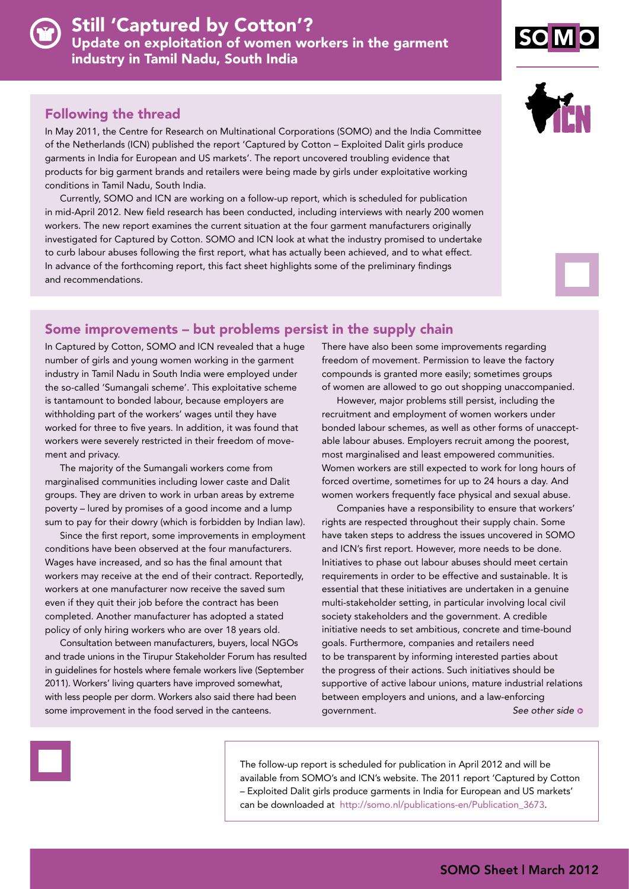# Still 'Captured by Cotton'?

## Update on exploitation of women workers in the garment industry in Tamil Nadu, South India

### Following the thread

In May 2011, the Centre for Research on Multinational Corporations (SOMO) and the India Committee of the Netherlands (ICN) published the report 'Captured by Cotton – Exploited Dalit girls produce garments in India for European and US markets'. The report uncovered troubling evidence that products for big garment brands and retailers were being made by girls under exploitative working conditions in Tamil Nadu, South India.

Currently, SOMO and ICN are working on a follow-up report, which is scheduled for publication in mid-April 2012. New field research has been conducted, including interviews with nearly 200 women workers. The new report examines the current situation at the four garment manufacturers originally investigated for Captured by Cotton. SOMO and ICN look at what the industry promised to undertake to curb labour abuses following the first report, what has actually been achieved, and to what effect. In advance of the forthcoming report, this fact sheet highlights some of the preliminary findings and recommendations.

### Some improvements – but problems persist in the supply chain

In Captured by Cotton, SOMO and ICN revealed that a huge number of girls and young women working in the garment industry in Tamil Nadu in South India were employed under the so-called 'Sumangali scheme'. This exploitative scheme is tantamount to bonded labour, because employers are withholding part of the workers' wages until they have worked for three to five years. In addition, it was found that workers were severely restricted in their freedom of movement and privacy.

The majority of the Sumangali workers come from marginalised communities including lower caste and Dalit groups. They are driven to work in urban areas by extreme poverty – lured by promises of a good income and a lump sum to pay for their dowry (which is forbidden by Indian law).

Since the first report, some improvements in employment conditions have been observed at the four manufacturers. Wages have increased, and so has the final amount that workers may receive at the end of their contract. Reportedly, workers at one manufacturer now receive the saved sum even if they quit their job before the contract has been completed. Another manufacturer has adopted a stated policy of only hiring workers who are over 18 years old.

Consultation between manufacturers, buyers, local NGOs and trade unions in the Tirupur Stakeholder Forum has resulted in guidelines for hostels where female workers live (September 2011). Workers' living quarters have improved somewhat, with less people per dorm. Workers also said there had been some improvement in the food served in the canteens.

There have also been some improvements regarding freedom of movement. Permission to leave the factory compounds is granted more easily; sometimes groups of women are allowed to go out shopping unaccompanied.

However, major problems still persist, including the recruitment and employment of women workers under bonded labour schemes, as well as other forms of unacceptable labour abuses. Employers recruit among the poorest, most marginalised and least empowered communities. Women workers are still expected to work for long hours of forced overtime, sometimes for up to 24 hours a day. And women workers frequently face physical and sexual abuse.

Companies have a responsibility to ensure that workers' rights are respected throughout their supply chain. Some have taken steps to address the issues uncovered in SOMO and ICN's first report. However, more needs to be done. Initiatives to phase out labour abuses should meet certain requirements in order to be effective and sustainable. It is essential that these initiatives are undertaken in a genuine multi-stakeholder setting, in particular involving local civil society stakeholders and the government. A credible initiative needs to set ambitious, concrete and time-bound goals. Furthermore, companies and retailers need to be transparent by informing interested parties about the progress of their actions. Such initiatives should be supportive of active labour unions, mature industrial relations between employers and unions, and a law-enforcing government.

*See other side*

The follow-up report is scheduled for publication in April 2012 and will be available from SOMO's and ICN's website. The 2011 report 'Captured by Cotton – Exploited Dalit girls produce garments in India for European and US markets' can be downloaded at http://somo.nl/publications-en/Publication_3673.

SOMO Sheet | March 2012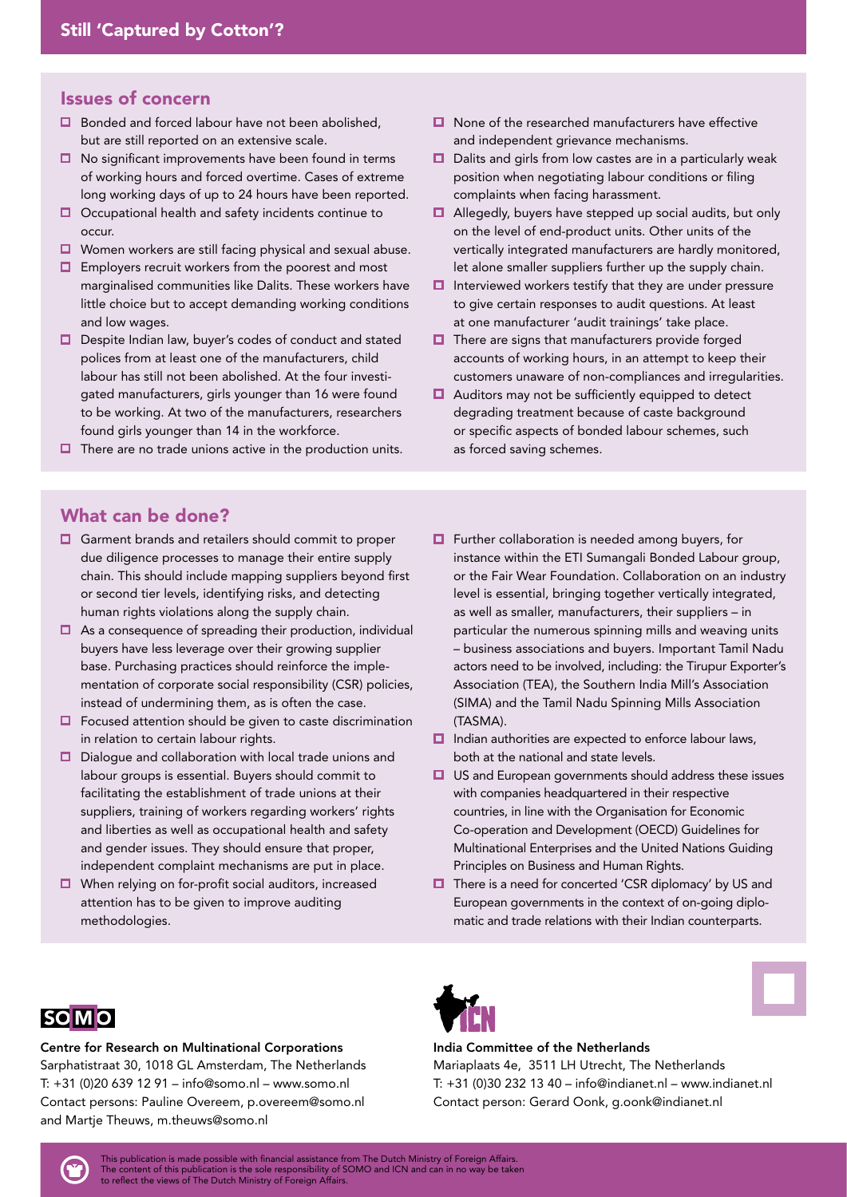## Issues of concern

- Bonded and forced labour have not been abolished, but are still reported on an extensive scale.
- No significant improvements have been found in terms of working hours and forced overtime. Cases of extreme long working days of up to 24 hours have been reported.
- Occupational health and safety incidents continue to occur.
- Women workers are still facing physical and sexual abuse.
- Employers recruit workers from the poorest and most marginalised communities like Dalits. These workers have little choice but to accept demanding working conditions and low wages.
- Despite Indian law, buyer's codes of conduct and stated polices from at least one of the manufacturers, child labour has still not been abolished. At the four investigated manufacturers, girls younger than 16 were found to be working. At two of the manufacturers, researchers found girls younger than 14 in the workforce.
- There are no trade unions active in the production units.
- None of the researched manufacturers have effective and independent grievance mechanisms.
- Dalits and girls from low castes are in a particularly weak position when negotiating labour conditions or filing complaints when facing harassment.
- Allegedly, buyers have stepped up social audits, but only on the level of end-product units. Other units of the vertically integrated manufacturers are hardly monitored, let alone smaller suppliers further up the supply chain.
- Interviewed workers testify that they are under pressure to give certain responses to audit questions. At least at one manufacturer 'audit trainings' take place.
- There are signs that manufacturers provide forged accounts of working hours, in an attempt to keep their customers unaware of non-compliances and irregularities.
- Auditors may not be sufficiently equipped to detect degrading treatment because of caste background or specific aspects of bonded labour schemes, such as forced saving schemes.

## What can be done?

- Garment brands and retailers should commit to proper due diligence processes to manage their entire supply chain. This should include mapping suppliers beyond first or second tier levels, identifying risks, and detecting human rights violations along the supply chain.
- As a consequence of spreading their production, individual buyers have less leverage over their growing supplier base. Purchasing practices should reinforce the implementation of corporate social responsibility (CSR) policies, instead of undermining them, as is often the case.
- Focused attention should be given to caste discrimination in relation to certain labour rights.
- Dialogue and collaboration with local trade unions and labour groups is essential. Buyers should commit to facilitating the establishment of trade unions at their suppliers, training of workers regarding workers' rights and liberties as well as occupational health and safety and gender issues. They should ensure that proper, independent complaint mechanisms are put in place.
- When relying on for-profit social auditors, increased attention has to be given to improve auditing methodologies.
- Further collaboration is needed among buyers, for instance within the ETI Sumangali Bonded Labour group, or the Fair Wear Foundation. Collaboration on an industry level is essential, bringing together vertically integrated, as well as smaller, manufacturers, their suppliers – in particular the numerous spinning mills and weaving units – business associations and buyers. Important Tamil Nadu actors need to be involved, including: the Tirupur Exporter's Association (TEA), the Southern India Mill's Association (SIMA) and the Tamil Nadu Spinning Mills Association (TASMA).
- Indian authorities are expected to enforce labour laws, both at the national and state levels.
- US and European governments should address these issues with companies headquartered in their respective countries, in line with the Organisation for Economic Co-operation and Development (OECD) Guidelines for Multinational Enterprises and the United Nations Guiding Principles on Business and Human Rights.
- There is a need for concerted 'CSR diplomacy' by US and European governments in the context of on-going diplomatic and trade relations with their Indian counterparts.

SOMO

**Centre for Research on Multinational Corporations**
Sarphatistraat 30, 1018 GL Amsterdam, The Netherlands
T: +31 (0)20 639 12 91 – info@somo.nl – www.somo.nl
Contact persons: Pauline Overeem, p.overeem@somo.nl and Martje Theuws, m.theuws@somo.nl

ICN

**India Committee of the Netherlands**
Mariaplaats 4e, 3511 LH Utrecht, The Netherlands
T: +31 (0)30 232 13 40 – info@indianet.nl – www.indianet.nl
Contact person: Gerard Oonk, g.oonk@indianet.nl

This publication is made possible with financial assistance from The Dutch Ministry of Foreign Affairs. The content of this publication is the sole responsibility of SOMO and ICN and can in no way be taken to reflect the views of The Dutch Ministry of Foreign Affairs.